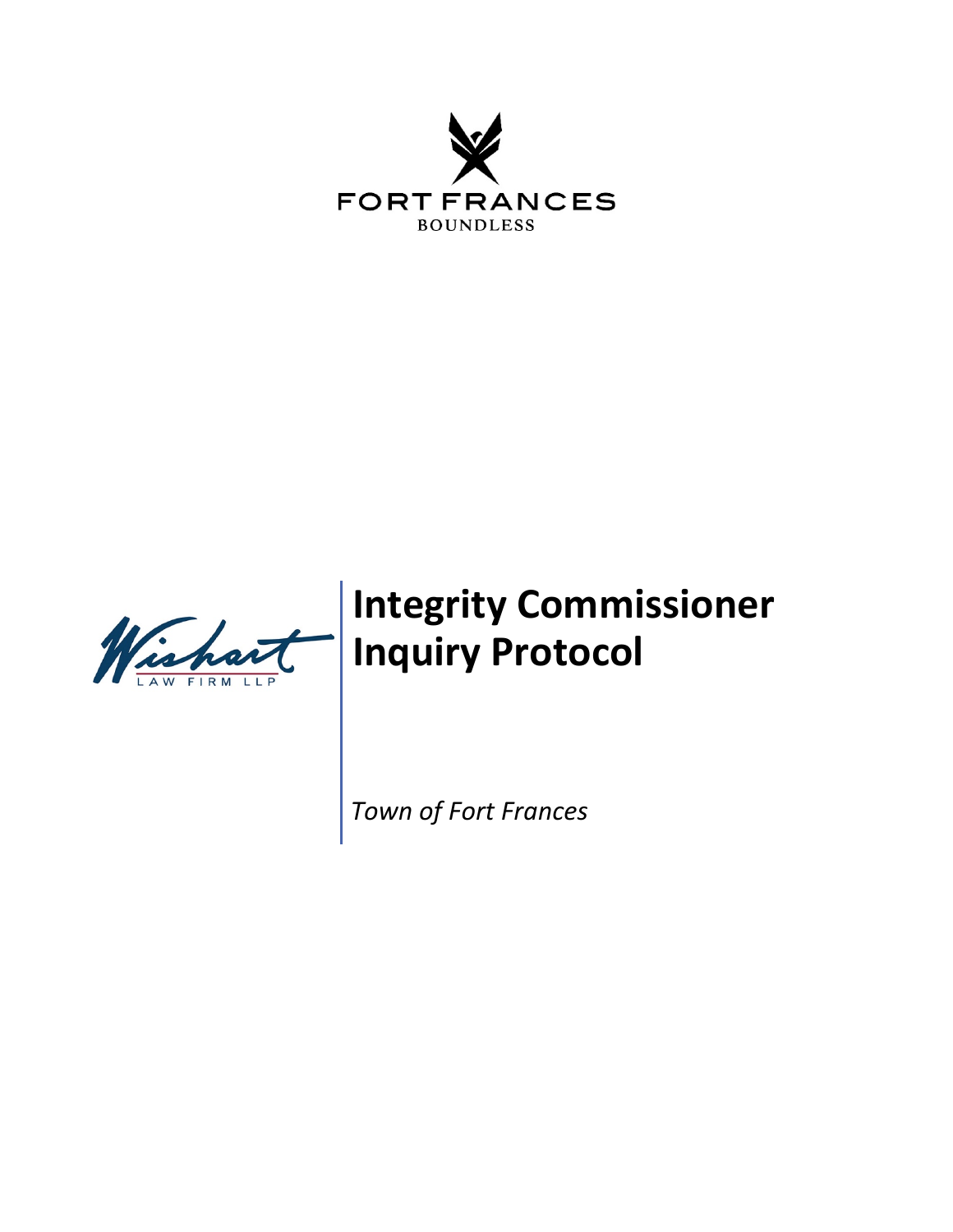FORT FRANCES

BOUNDLESS

Wishart

LAW FIRM LLP

# Integrity Commissioner Inquiry Protocol

*Town of Fort Frances*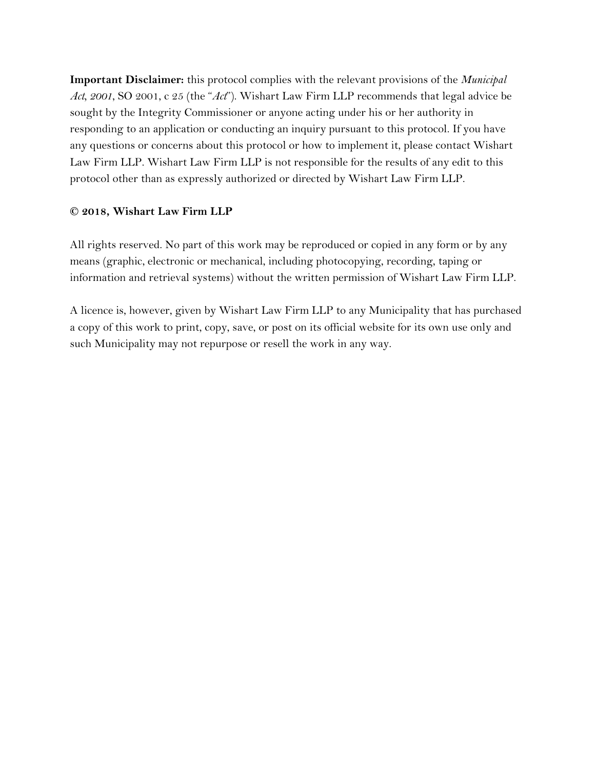**Important Disclaimer:** this protocol complies with the relevant provisions of the *Municipal Act, 2001*, SO 2001, c 25 (the "*Act*"). Wishart Law Firm LLP recommends that legal advice be sought by the Integrity Commissioner or anyone acting under his or her authority in responding to an application or conducting an inquiry pursuant to this protocol. If you have any questions or concerns about this protocol or how to implement it, please contact Wishart Law Firm LLP. Wishart Law Firm LLP is not responsible for the results of any edit to this protocol other than as expressly authorized or directed by Wishart Law Firm LLP.

**© 2018, Wishart Law Firm LLP**

All rights reserved. No part of this work may be reproduced or copied in any form or by any means (graphic, electronic or mechanical, including photocopying, recording, taping or information and retrieval systems) without the written permission of Wishart Law Firm LLP.

A licence is, however, given by Wishart Law Firm LLP to any Municipality that has purchased a copy of this work to print, copy, save, or post on its official website for its own use only and such Municipality may not repurpose or resell the work in any way.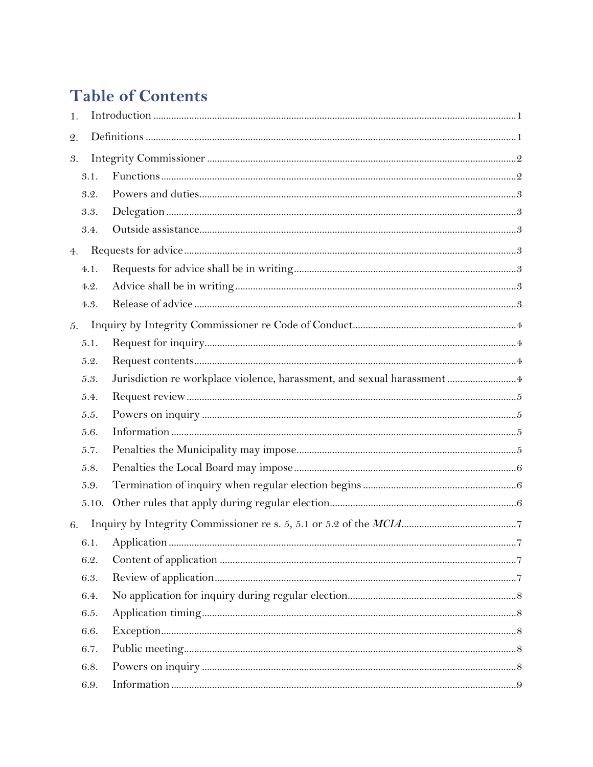# Table of Contents

1. Introduction ........................................................................................................................... 1
2. Definitions ............................................................................................................................. 1
3. Integrity Commissioner ......................................................................................................... 2
   - 3.1. Functions ......................................................................................................................... 2
   - 3.2. Powers and duties ........................................................................................................... 3
   - 3.3. Delegation ....................................................................................................................... 3
   - 3.4. Outside assistance ........................................................................................................... 3
4. Requests for advice ................................................................................................................ 3
   - 4.1. Requests for advice shall be in writing ............................................................................ 3
   - 4.2. Advice shall be in writing ................................................................................................ 3
   - 4.3. Release of advice ............................................................................................................. 3
5. Inquiry by Integrity Commissioner re Code of Conduct ......................................................... 4
   - 5.1. Request for inquiry .......................................................................................................... 4
   - 5.2. Request contents ............................................................................................................. 4
   - 5.3. Jurisdiction re workplace violence, harassment, and sexual harassment ........................... 4
   - 5.4. Request review ................................................................................................................ 5
   - 5.5. Powers on inquiry ............................................................................................................ 5
   - 5.6. Information ...................................................................................................................... 5
   - 5.7. Penalties the Municipality may impose ............................................................................. 5
   - 5.8. Penalties the Local Board may impose ............................................................................. 6
   - 5.9. Termination of inquiry when regular election begins ........................................................ 6
   - 5.10. Other rules that apply during regular election ................................................................ 6
6. Inquiry by Integrity Commissioner re s. 5, 5.1 or 5.2 of the *MCIA* ........................................... 7
   - 6.1. Application ...................................................................................................................... 7
   - 6.2. Content of application ..................................................................................................... 7
   - 6.3. Review of application ....................................................................................................... 7
   - 6.4. No application for inquiry during regular election ............................................................ 8
   - 6.5. Application timing ............................................................................................................ 8
   - 6.6. Exception ......................................................................................................................... 8
   - 6.7. Public meeting ................................................................................................................. 8
   - 6.8. Powers on inquiry ............................................................................................................ 8
   - 6.9. Information ...................................................................................................................... 9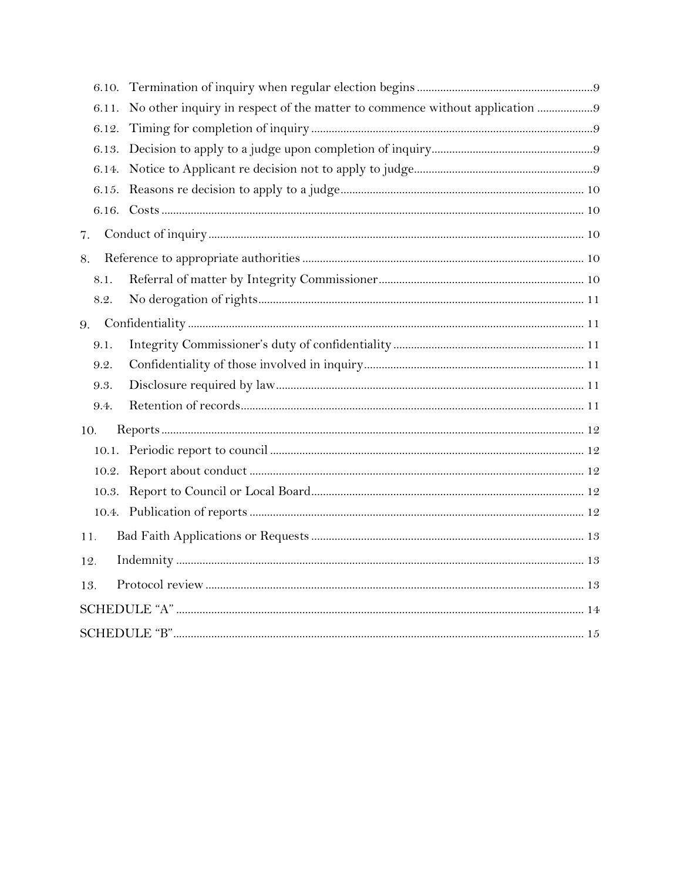6.10. Termination of inquiry when regular election begins ........................................................ 9

6.11. No other inquiry in respect of the matter to commence without application ................... 9

6.12. Timing for completion of inquiry ........................................................................................ 9

6.13. Decision to apply to a judge upon completion of inquiry ................................................. 9

6.14. Notice to Applicant re decision not to apply to judge ....................................................... 9

6.15. Reasons re decision to apply to a judge ............................................................................ 10

6.16. Costs ................................................................................................................................. 10

7. Conduct of inquiry ................................................................................................................ 10

8. Reference to appropriate authorities ................................................................................... 10

8.1. Referral of matter by Integrity Commissioner ..................................................................... 10

8.2. No derogation of rights ........................................................................................................ 11

9. Confidentiality ...................................................................................................................... 11

9.1. Integrity Commissioner's duty of confidentiality ................................................................. 11

9.2. Confidentiality of those involved in inquiry ......................................................................... 11

9.3. Disclosure required by law ................................................................................................... 11

9.4. Retention of records ............................................................................................................. 11

10. Reports ................................................................................................................................ 12

10.1. Periodic report to council ................................................................................................... 12

10.2. Report about conduct ......................................................................................................... 12

10.3. Report to Council or Local Board ....................................................................................... 12

10.4. Publication of reports ......................................................................................................... 12

11. Bad Faith Applications or Requests ................................................................................... 13

12. Indemnity ............................................................................................................................ 13

13. Protocol review ................................................................................................................... 13

SCHEDULE "A" ........................................................................................................................ 14

SCHEDULE "B" ........................................................................................................................ 15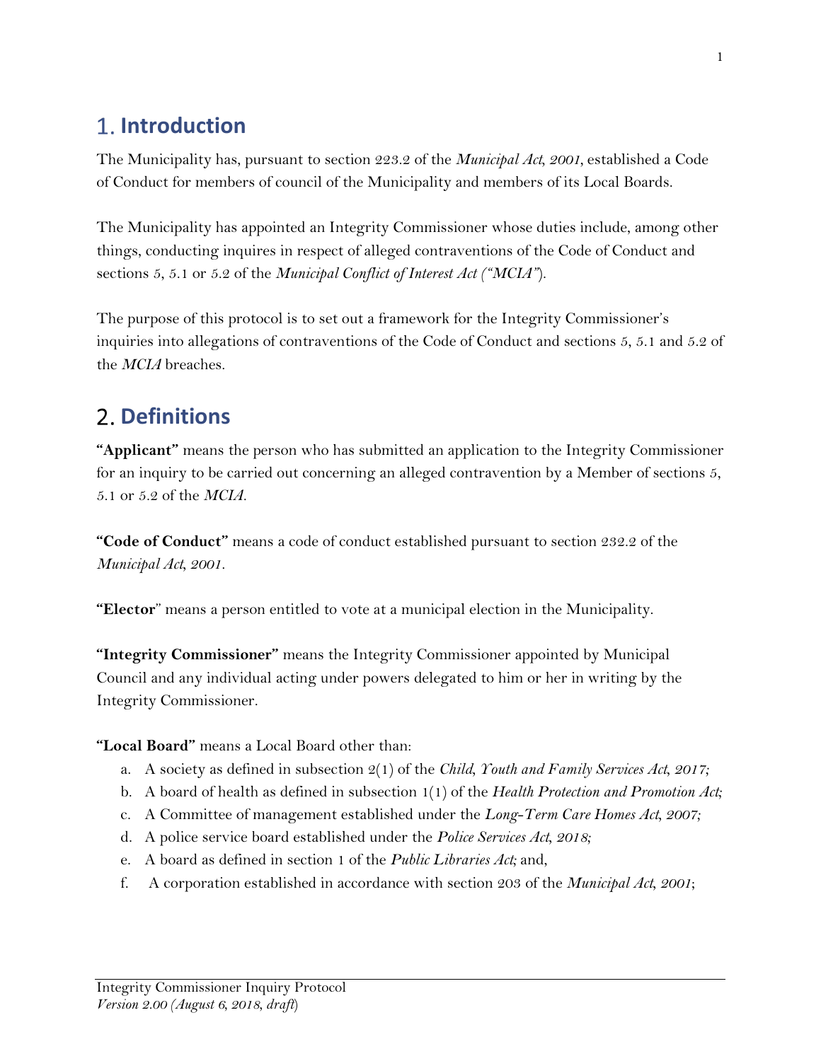## 1. Introduction

The Municipality has, pursuant to section 223.2 of the *Municipal Act, 2001*, established a Code of Conduct for members of council of the Municipality and members of its Local Boards.

The Municipality has appointed an Integrity Commissioner whose duties include, among other things, conducting inquires in respect of alleged contraventions of the Code of Conduct and sections 5, 5.1 or 5.2 of the *Municipal Conflict of Interest Act ("MCIA")*.

The purpose of this protocol is to set out a framework for the Integrity Commissioner's inquiries into allegations of contraventions of the Code of Conduct and sections 5, 5.1 and 5.2 of the *MCIA* breaches.

## 2. Definitions

**"Applicant"** means the person who has submitted an application to the Integrity Commissioner for an inquiry to be carried out concerning an alleged contravention by a Member of sections 5, 5.1 or 5.2 of the *MCIA*.

**"Code of Conduct"** means a code of conduct established pursuant to section 232.2 of the *Municipal Act, 2001*.

**"Elector**" means a person entitled to vote at a municipal election in the Municipality.

**"Integrity Commissioner"** means the Integrity Commissioner appointed by Municipal Council and any individual acting under powers delegated to him or her in writing by the Integrity Commissioner.

**"Local Board"** means a Local Board other than:

a. A society as defined in subsection 2(1) of the *Child, Youth and Family Services Act, 2017;*
b. A board of health as defined in subsection 1(1) of the *Health Protection and Promotion Act;*
c. A Committee of management established under the *Long-Term Care Homes Act, 2007;*
d. A police service board established under the *Police Services Act, 2018;*
e. A board as defined in section 1 of the *Public Libraries Act;* and,
f. A corporation established in accordance with section 203 of the *Municipal Act, 2001*;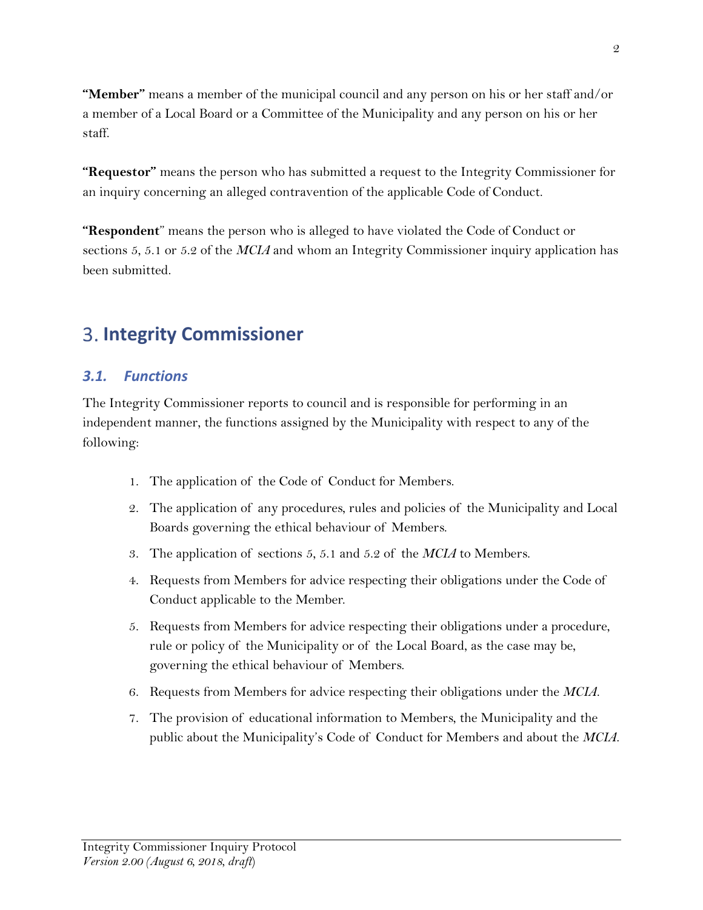**"Member"** means a member of the municipal council and any person on his or her staff and/or a member of a Local Board or a Committee of the Municipality and any person on his or her staff.

**"Requestor"** means the person who has submitted a request to the Integrity Commissioner for an inquiry concerning an alleged contravention of the applicable Code of Conduct.

**"Respondent**" means the person who is alleged to have violated the Code of Conduct or sections 5, 5.1 or 5.2 of the *MCIA* and whom an Integrity Commissioner inquiry application has been submitted.

# 3. Integrity Commissioner

## *3.1. Functions*

The Integrity Commissioner reports to council and is responsible for performing in an independent manner, the functions assigned by the Municipality with respect to any of the following:

1. The application of the Code of Conduct for Members.
2. The application of any procedures, rules and policies of the Municipality and Local Boards governing the ethical behaviour of Members.
3. The application of sections 5, 5.1 and 5.2 of the *MCIA* to Members.
4. Requests from Members for advice respecting their obligations under the Code of Conduct applicable to the Member.
5. Requests from Members for advice respecting their obligations under a procedure, rule or policy of the Municipality or of the Local Board, as the case may be, governing the ethical behaviour of Members.
6. Requests from Members for advice respecting their obligations under the *MCIA*.
7. The provision of educational information to Members, the Municipality and the public about the Municipality's Code of Conduct for Members and about the *MCIA*.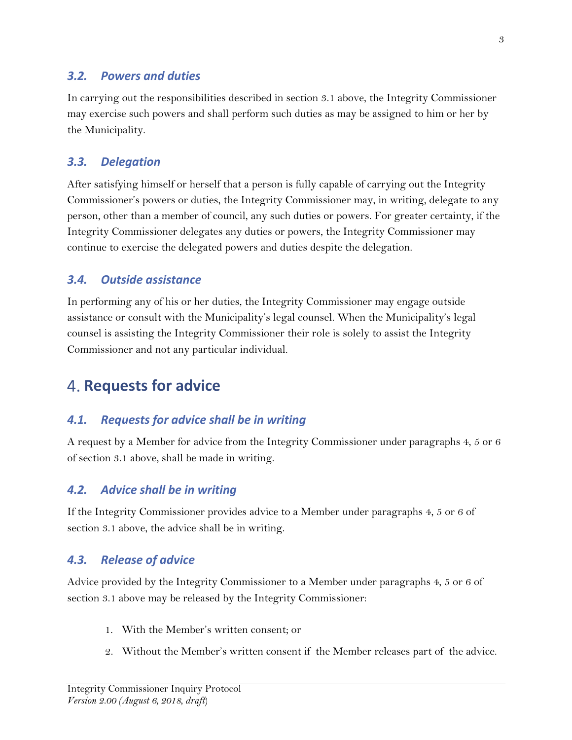### 3.2. Powers and duties

In carrying out the responsibilities described in section 3.1 above, the Integrity Commissioner may exercise such powers and shall perform such duties as may be assigned to him or her by the Municipality.

### 3.3. Delegation

After satisfying himself or herself that a person is fully capable of carrying out the Integrity Commissioner's powers or duties, the Integrity Commissioner may, in writing, delegate to any person, other than a member of council, any such duties or powers. For greater certainty, if the Integrity Commissioner delegates any duties or powers, the Integrity Commissioner may continue to exercise the delegated powers and duties despite the delegation.

### 3.4. Outside assistance

In performing any of his or her duties, the Integrity Commissioner may engage outside assistance or consult with the Municipality's legal counsel. When the Municipality's legal counsel is assisting the Integrity Commissioner their role is solely to assist the Integrity Commissioner and not any particular individual.

## 4. Requests for advice

### 4.1. Requests for advice shall be in writing

A request by a Member for advice from the Integrity Commissioner under paragraphs 4, 5 or 6 of section 3.1 above, shall be made in writing.

### 4.2. Advice shall be in writing

If the Integrity Commissioner provides advice to a Member under paragraphs 4, 5 or 6 of section 3.1 above, the advice shall be in writing.

### 4.3. Release of advice

Advice provided by the Integrity Commissioner to a Member under paragraphs 4, 5 or 6 of section 3.1 above may be released by the Integrity Commissioner:

1. With the Member's written consent; or
2. Without the Member's written consent if the Member releases part of the advice.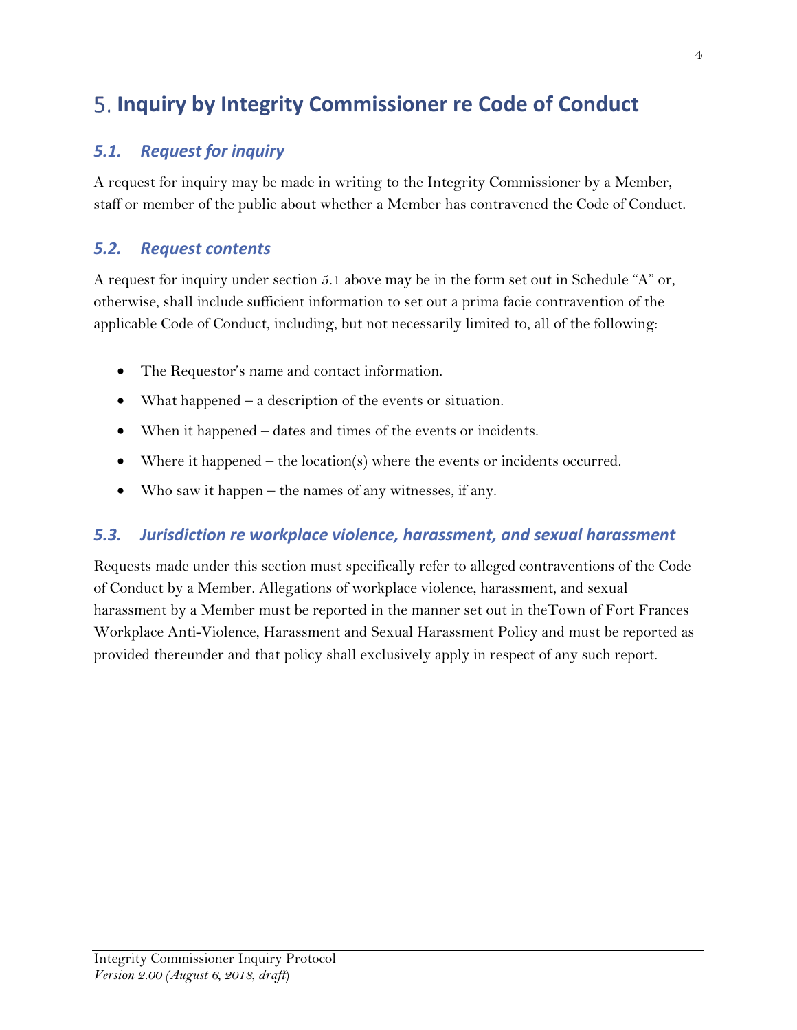# 5. Inquiry by Integrity Commissioner re Code of Conduct

## *5.1. Request for inquiry*

A request for inquiry may be made in writing to the Integrity Commissioner by a Member, staff or member of the public about whether a Member has contravened the Code of Conduct.

## *5.2. Request contents*

A request for inquiry under section 5.1 above may be in the form set out in Schedule "A" or, otherwise, shall include sufficient information to set out a prima facie contravention of the applicable Code of Conduct, including, but not necessarily limited to, all of the following:

- The Requestor's name and contact information.
- What happened – a description of the events or situation.
- When it happened – dates and times of the events or incidents.
- Where it happened – the location(s) where the events or incidents occurred.
- Who saw it happen – the names of any witnesses, if any.

## *5.3. Jurisdiction re workplace violence, harassment, and sexual harassment*

Requests made under this section must specifically refer to alleged contraventions of the Code of Conduct by a Member. Allegations of workplace violence, harassment, and sexual harassment by a Member must be reported in the manner set out in theTown of Fort Frances Workplace Anti-Violence, Harassment and Sexual Harassment Policy and must be reported as provided thereunder and that policy shall exclusively apply in respect of any such report.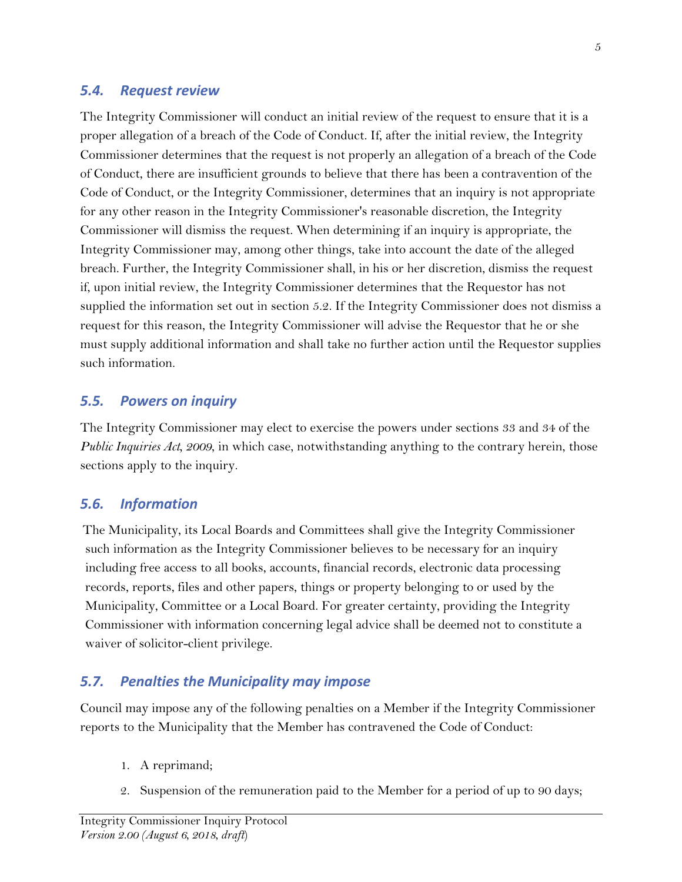### 5.4. Request review

The Integrity Commissioner will conduct an initial review of the request to ensure that it is a proper allegation of a breach of the Code of Conduct. If, after the initial review, the Integrity Commissioner determines that the request is not properly an allegation of a breach of the Code of Conduct, there are insufficient grounds to believe that there has been a contravention of the Code of Conduct, or the Integrity Commissioner, determines that an inquiry is not appropriate for any other reason in the Integrity Commissioner's reasonable discretion, the Integrity Commissioner will dismiss the request. When determining if an inquiry is appropriate, the Integrity Commissioner may, among other things, take into account the date of the alleged breach. Further, the Integrity Commissioner shall, in his or her discretion, dismiss the request if, upon initial review, the Integrity Commissioner determines that the Requestor has not supplied the information set out in section 5.2. If the Integrity Commissioner does not dismiss a request for this reason, the Integrity Commissioner will advise the Requestor that he or she must supply additional information and shall take no further action until the Requestor supplies such information.

### 5.5. Powers on inquiry

The Integrity Commissioner may elect to exercise the powers under sections 33 and 34 of the *Public Inquiries Act, 2009*, in which case, notwithstanding anything to the contrary herein, those sections apply to the inquiry.

### 5.6. Information

The Municipality, its Local Boards and Committees shall give the Integrity Commissioner such information as the Integrity Commissioner believes to be necessary for an inquiry including free access to all books, accounts, financial records, electronic data processing records, reports, files and other papers, things or property belonging to or used by the Municipality, Committee or a Local Board. For greater certainty, providing the Integrity Commissioner with information concerning legal advice shall be deemed not to constitute a waiver of solicitor-client privilege.

### 5.7. Penalties the Municipality may impose

Council may impose any of the following penalties on a Member if the Integrity Commissioner reports to the Municipality that the Member has contravened the Code of Conduct:

1. A reprimand;
2. Suspension of the remuneration paid to the Member for a period of up to 90 days;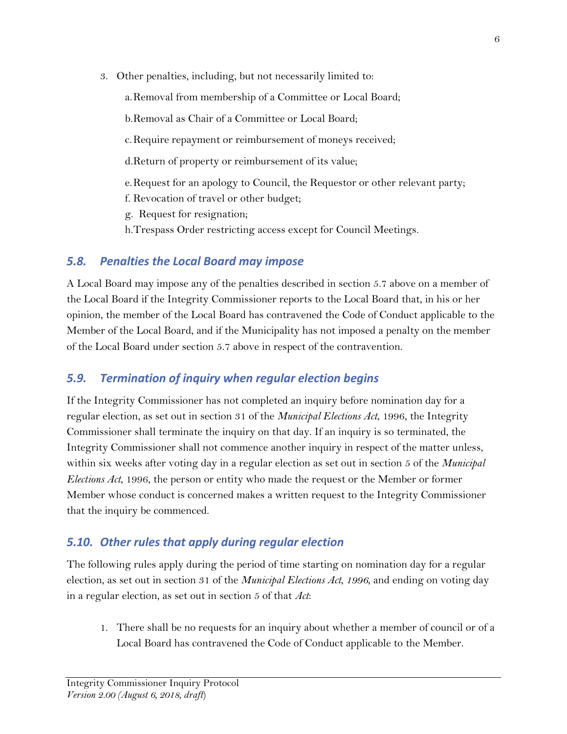3. Other penalties, including, but not necessarily limited to:

   a. Removal from membership of a Committee or Local Board;

   b. Removal as Chair of a Committee or Local Board;

   c. Require repayment or reimbursement of moneys received;

   d. Return of property or reimbursement of its value;

   e. Request for an apology to Council, the Requestor or other relevant party;

   f. Revocation of travel or other budget;

   g. Request for resignation;

   h. Trespass Order restricting access except for Council Meetings.

## *5.8. Penalties the Local Board may impose*

A Local Board may impose any of the penalties described in section 5.7 above on a member of the Local Board if the Integrity Commissioner reports to the Local Board that, in his or her opinion, the member of the Local Board has contravened the Code of Conduct applicable to the Member of the Local Board, and if the Municipality has not imposed a penalty on the member of the Local Board under section 5.7 above in respect of the contravention.

## *5.9. Termination of inquiry when regular election begins*

If the Integrity Commissioner has not completed an inquiry before nomination day for a regular election, as set out in section 31 of the *Municipal Elections Act*, 1996, the Integrity Commissioner shall terminate the inquiry on that day. If an inquiry is so terminated, the Integrity Commissioner shall not commence another inquiry in respect of the matter unless, within six weeks after voting day in a regular election as set out in section 5 of the *Municipal Elections Act*, 1996, the person or entity who made the request or the Member or former Member whose conduct is concerned makes a written request to the Integrity Commissioner that the inquiry be commenced.

## *5.10. Other rules that apply during regular election*

The following rules apply during the period of time starting on nomination day for a regular election, as set out in section 31 of the *Municipal Elections Act, 1996*, and ending on voting day in a regular election, as set out in section 5 of that *Act*:

1. There shall be no requests for an inquiry about whether a member of council or of a Local Board has contravened the Code of Conduct applicable to the Member.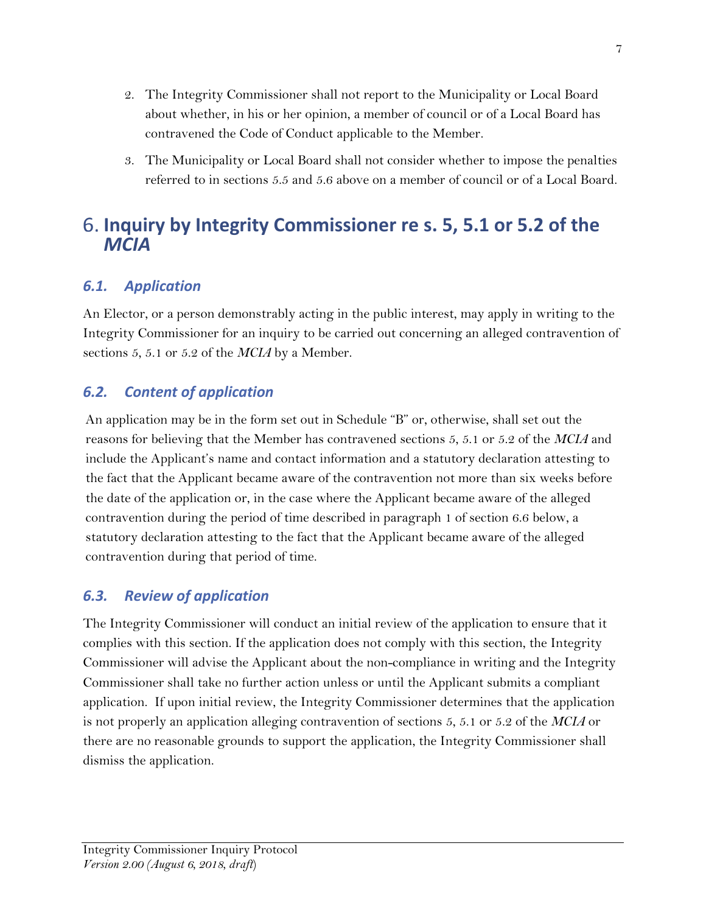2. The Integrity Commissioner shall not report to the Municipality or Local Board about whether, in his or her opinion, a member of council or of a Local Board has contravened the Code of Conduct applicable to the Member.
3. The Municipality or Local Board shall not consider whether to impose the penalties referred to in sections 5.5 and 5.6 above on a member of council or of a Local Board.

# 6. Inquiry by Integrity Commissioner re s. 5, 5.1 or 5.2 of the *MCIA*

## *6.1. Application*

An Elector, or a person demonstrably acting in the public interest, may apply in writing to the Integrity Commissioner for an inquiry to be carried out concerning an alleged contravention of sections 5, 5.1 or 5.2 of the *MCIA* by a Member.

## *6.2. Content of application*

An application may be in the form set out in Schedule "B" or, otherwise, shall set out the reasons for believing that the Member has contravened sections 5, 5.1 or 5.2 of the *MCIA* and include the Applicant's name and contact information and a statutory declaration attesting to the fact that the Applicant became aware of the contravention not more than six weeks before the date of the application or, in the case where the Applicant became aware of the alleged contravention during the period of time described in paragraph 1 of section 6.6 below, a statutory declaration attesting to the fact that the Applicant became aware of the alleged contravention during that period of time.

## *6.3. Review of application*

The Integrity Commissioner will conduct an initial review of the application to ensure that it complies with this section. If the application does not comply with this section, the Integrity Commissioner will advise the Applicant about the non-compliance in writing and the Integrity Commissioner shall take no further action unless or until the Applicant submits a compliant application. If upon initial review, the Integrity Commissioner determines that the application is not properly an application alleging contravention of sections 5, 5.1 or 5.2 of the *MCIA* or there are no reasonable grounds to support the application, the Integrity Commissioner shall dismiss the application.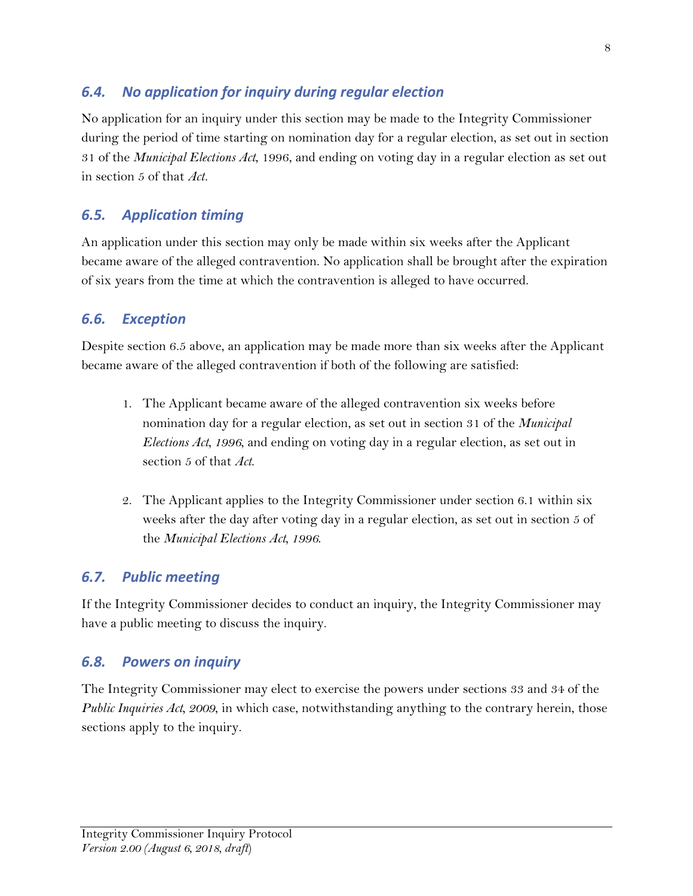### *6.4. No application for inquiry during regular election*

No application for an inquiry under this section may be made to the Integrity Commissioner during the period of time starting on nomination day for a regular election, as set out in section 31 of the *Municipal Elections Act*, 1996, and ending on voting day in a regular election as set out in section 5 of that *Act*.

### *6.5. Application timing*

An application under this section may only be made within six weeks after the Applicant became aware of the alleged contravention. No application shall be brought after the expiration of six years from the time at which the contravention is alleged to have occurred.

### *6.6. Exception*

Despite section 6.5 above, an application may be made more than six weeks after the Applicant became aware of the alleged contravention if both of the following are satisfied:

1. The Applicant became aware of the alleged contravention six weeks before nomination day for a regular election, as set out in section 31 of the *Municipal Elections Act, 1996,* and ending on voting day in a regular election, as set out in section 5 of that *Act.*

2. The Applicant applies to the Integrity Commissioner under section 6.1 within six weeks after the day after voting day in a regular election, as set out in section 5 of the *Municipal Elections Act, 1996.*

### *6.7. Public meeting*

If the Integrity Commissioner decides to conduct an inquiry, the Integrity Commissioner may have a public meeting to discuss the inquiry.

### *6.8. Powers on inquiry*

The Integrity Commissioner may elect to exercise the powers under sections 33 and 34 of the *Public Inquiries Act, 2009*, in which case, notwithstanding anything to the contrary herein, those sections apply to the inquiry.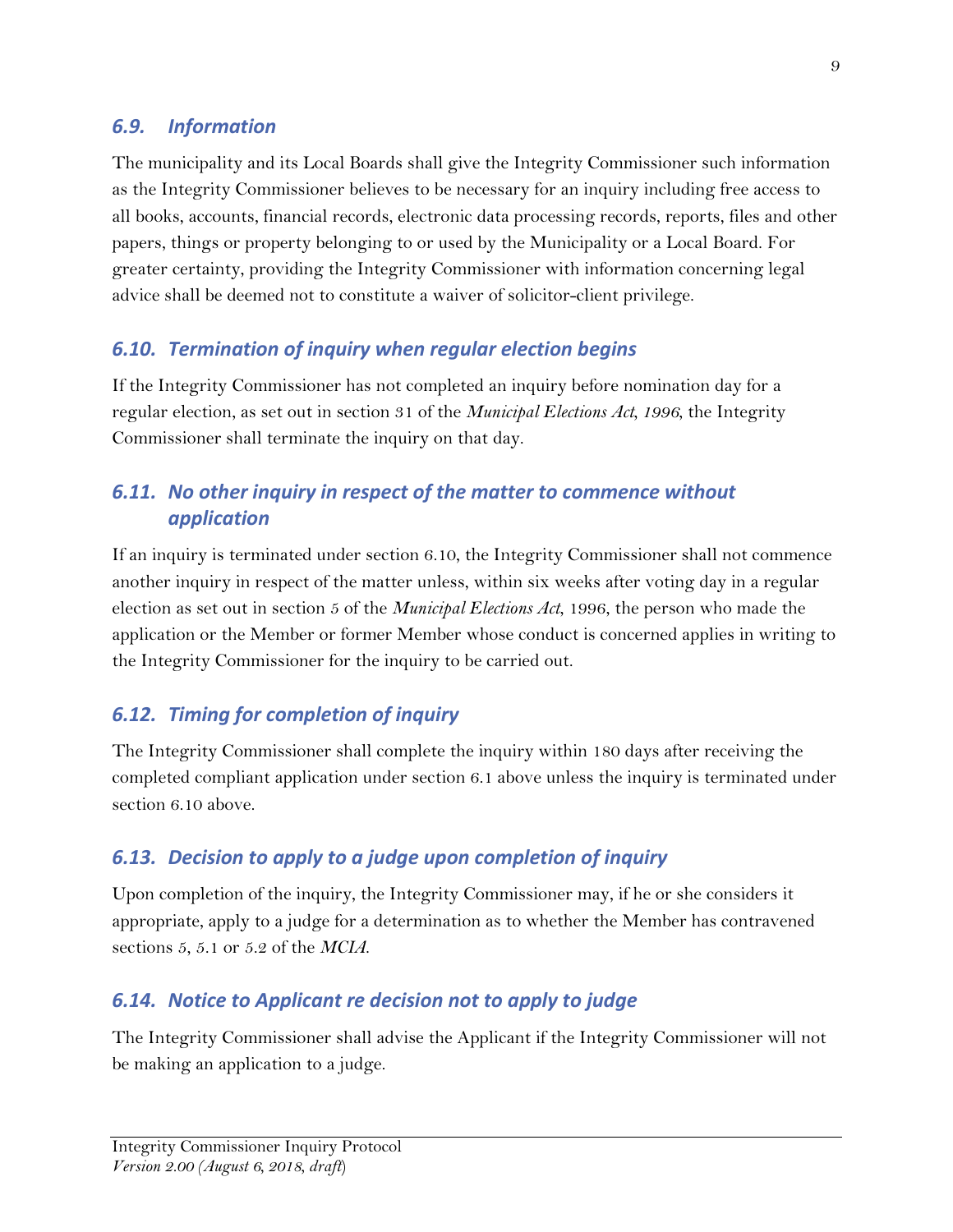### *6.9. Information*

The municipality and its Local Boards shall give the Integrity Commissioner such information as the Integrity Commissioner believes to be necessary for an inquiry including free access to all books, accounts, financial records, electronic data processing records, reports, files and other papers, things or property belonging to or used by the Municipality or a Local Board. For greater certainty, providing the Integrity Commissioner with information concerning legal advice shall be deemed not to constitute a waiver of solicitor-client privilege.

### *6.10. Termination of inquiry when regular election begins*

If the Integrity Commissioner has not completed an inquiry before nomination day for a regular election, as set out in section 31 of the *Municipal Elections Act, 1996*, the Integrity Commissioner shall terminate the inquiry on that day.

### *6.11. No other inquiry in respect of the matter to commence without application*

If an inquiry is terminated under section 6.10, the Integrity Commissioner shall not commence another inquiry in respect of the matter unless, within six weeks after voting day in a regular election as set out in section 5 of the *Municipal Elections Act*, 1996, the person who made the application or the Member or former Member whose conduct is concerned applies in writing to the Integrity Commissioner for the inquiry to be carried out.

### *6.12. Timing for completion of inquiry*

The Integrity Commissioner shall complete the inquiry within 180 days after receiving the completed compliant application under section 6.1 above unless the inquiry is terminated under section 6.10 above.

### *6.13. Decision to apply to a judge upon completion of inquiry*

Upon completion of the inquiry, the Integrity Commissioner may, if he or she considers it appropriate, apply to a judge for a determination as to whether the Member has contravened sections 5, 5.1 or 5.2 of the *MCIA*.

### *6.14. Notice to Applicant re decision not to apply to judge*

The Integrity Commissioner shall advise the Applicant if the Integrity Commissioner will not be making an application to a judge.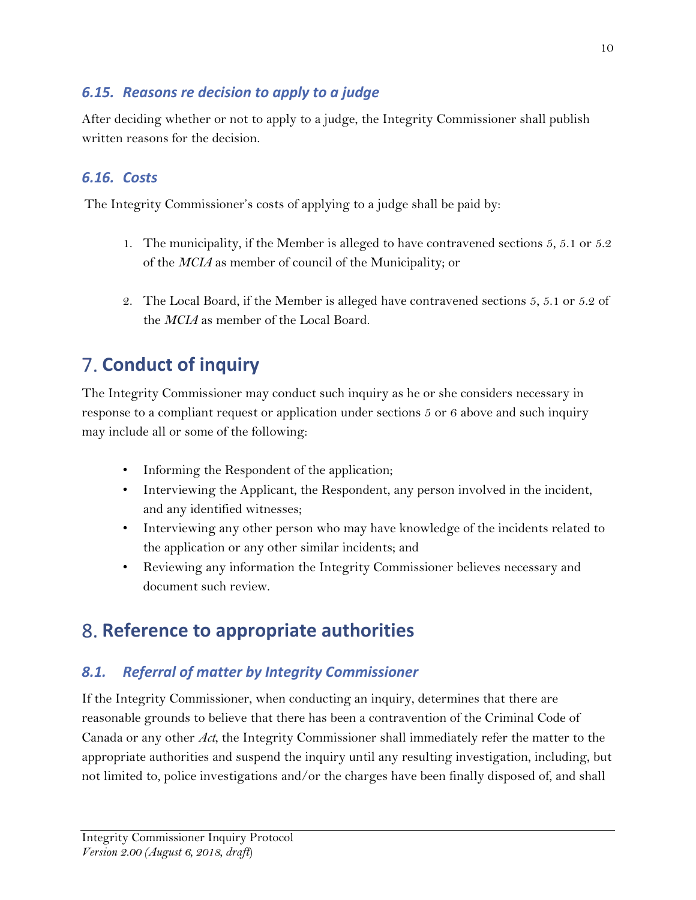### 6.15. *Reasons re decision to apply to a judge*

After deciding whether or not to apply to a judge, the Integrity Commissioner shall publish written reasons for the decision.

### 6.16. *Costs*

The Integrity Commissioner's costs of applying to a judge shall be paid by:

1. The municipality, if the Member is alleged to have contravened sections 5, 5.1 or 5.2 of the *MCIA* as member of council of the Municipality; or

2. The Local Board, if the Member is alleged have contravened sections 5, 5.1 or 5.2 of the *MCIA* as member of the Local Board.

## 7. Conduct of inquiry

The Integrity Commissioner may conduct such inquiry as he or she considers necessary in response to a compliant request or application under sections 5 or 6 above and such inquiry may include all or some of the following:

- Informing the Respondent of the application;
- Interviewing the Applicant, the Respondent, any person involved in the incident, and any identified witnesses;
- Interviewing any other person who may have knowledge of the incidents related to the application or any other similar incidents; and
- Reviewing any information the Integrity Commissioner believes necessary and document such review.

## 8. Reference to appropriate authorities

### 8.1. *Referral of matter by Integrity Commissioner*

If the Integrity Commissioner, when conducting an inquiry, determines that there are reasonable grounds to believe that there has been a contravention of the Criminal Code of Canada or any other *Act*, the Integrity Commissioner shall immediately refer the matter to the appropriate authorities and suspend the inquiry until any resulting investigation, including, but not limited to, police investigations and/or the charges have been finally disposed of, and shall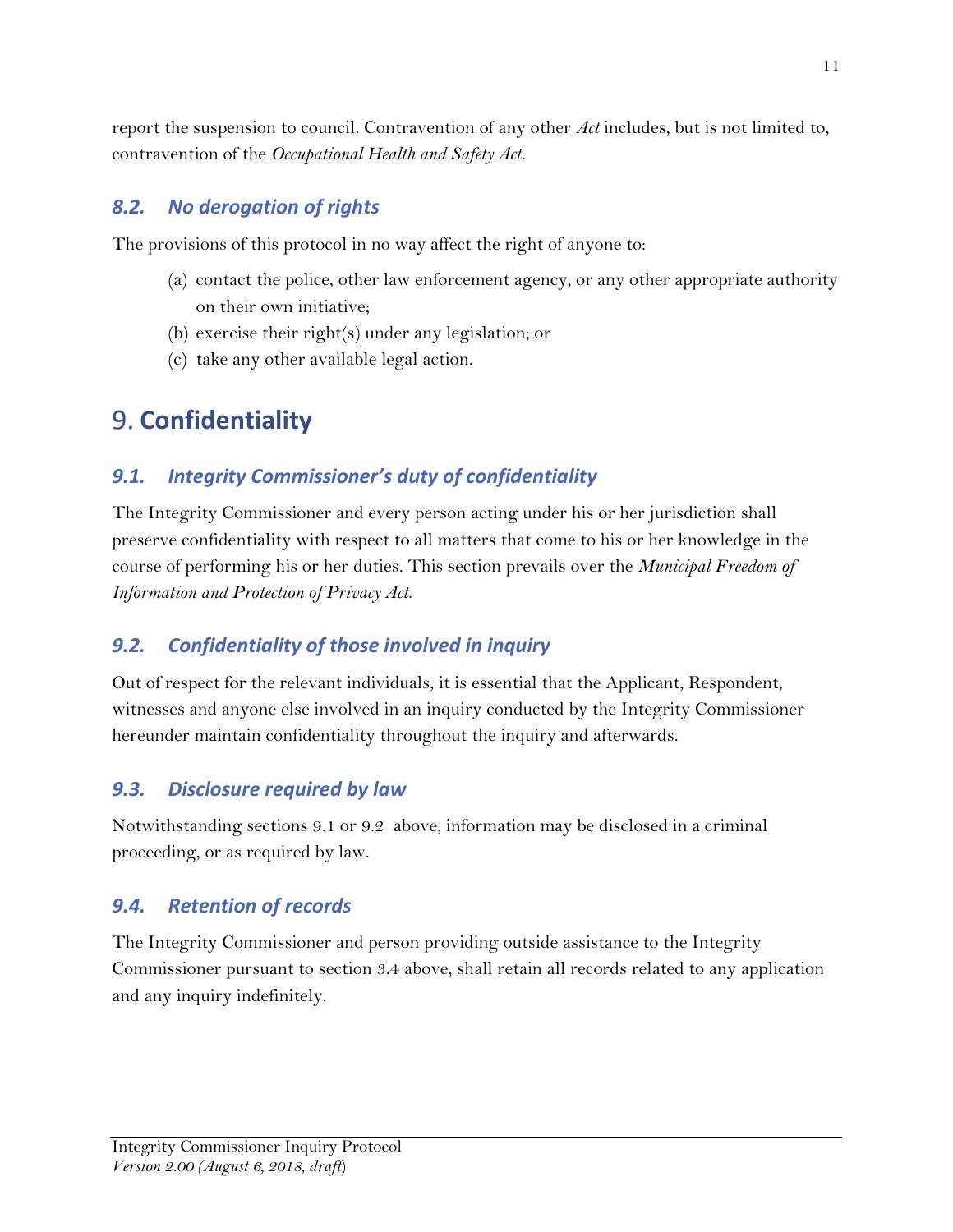report the suspension to council. Contravention of any other *Act* includes, but is not limited to, contravention of the *Occupational Health and Safety Act.*

### *8.2. No derogation of rights*

The provisions of this protocol in no way affect the right of anyone to:

(a) contact the police, other law enforcement agency, or any other appropriate authority on their own initiative;
(b) exercise their right(s) under any legislation; or
(c) take any other available legal action.

## 9. Confidentiality

### *9.1. Integrity Commissioner's duty of confidentiality*

The Integrity Commissioner and every person acting under his or her jurisdiction shall preserve confidentiality with respect to all matters that come to his or her knowledge in the course of performing his or her duties. This section prevails over the *Municipal Freedom of Information and Protection of Privacy Act.*

### *9.2. Confidentiality of those involved in inquiry*

Out of respect for the relevant individuals, it is essential that the Applicant, Respondent, witnesses and anyone else involved in an inquiry conducted by the Integrity Commissioner hereunder maintain confidentiality throughout the inquiry and afterwards.

### *9.3. Disclosure required by law*

Notwithstanding sections 9.1 or 9.2 above, information may be disclosed in a criminal proceeding, or as required by law.

### *9.4. Retention of records*

The Integrity Commissioner and person providing outside assistance to the Integrity Commissioner pursuant to section 3.4 above, shall retain all records related to any application and any inquiry indefinitely.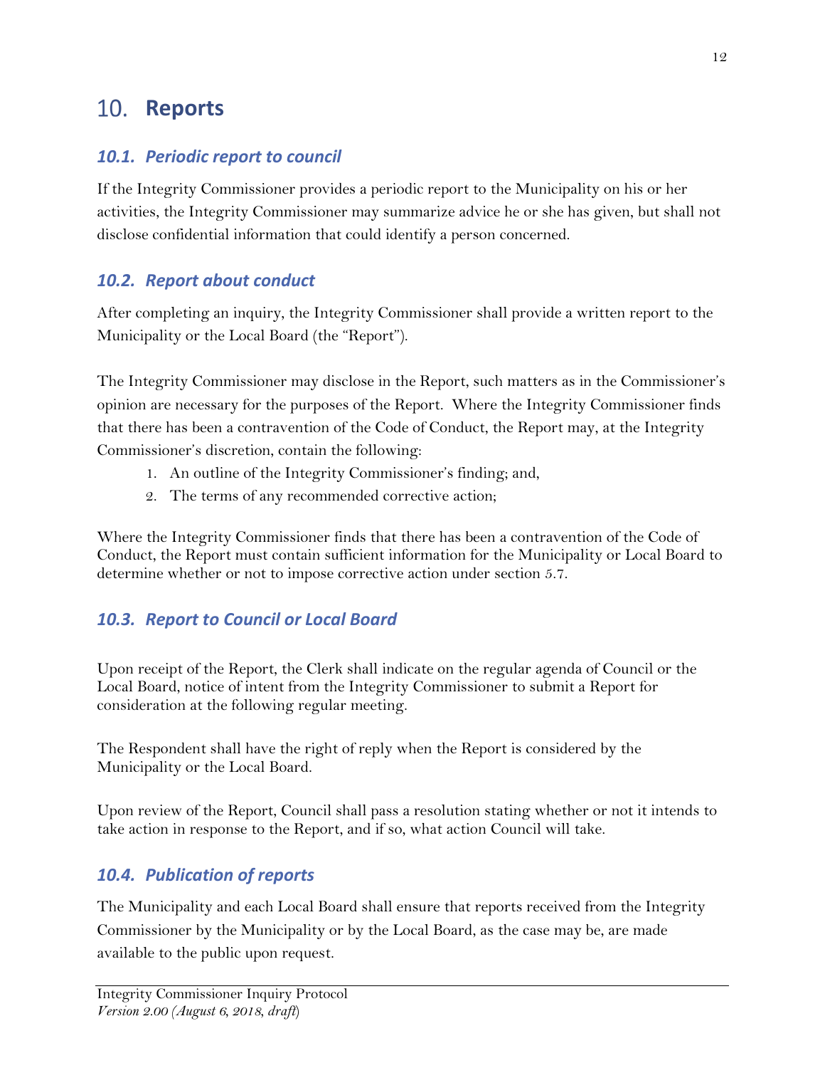# 10. Reports

## *10.1. Periodic report to council*

If the Integrity Commissioner provides a periodic report to the Municipality on his or her activities, the Integrity Commissioner may summarize advice he or she has given, but shall not disclose confidential information that could identify a person concerned.

## *10.2. Report about conduct*

After completing an inquiry, the Integrity Commissioner shall provide a written report to the Municipality or the Local Board (the "Report").

The Integrity Commissioner may disclose in the Report, such matters as in the Commissioner's opinion are necessary for the purposes of the Report. Where the Integrity Commissioner finds that there has been a contravention of the Code of Conduct, the Report may, at the Integrity Commissioner's discretion, contain the following:

1. An outline of the Integrity Commissioner's finding; and,
2. The terms of any recommended corrective action;

Where the Integrity Commissioner finds that there has been a contravention of the Code of Conduct, the Report must contain sufficient information for the Municipality or Local Board to determine whether or not to impose corrective action under section 5.7.

## *10.3. Report to Council or Local Board*

Upon receipt of the Report, the Clerk shall indicate on the regular agenda of Council or the Local Board, notice of intent from the Integrity Commissioner to submit a Report for consideration at the following regular meeting.

The Respondent shall have the right of reply when the Report is considered by the Municipality or the Local Board.

Upon review of the Report, Council shall pass a resolution stating whether or not it intends to take action in response to the Report, and if so, what action Council will take.

## *10.4. Publication of reports*

The Municipality and each Local Board shall ensure that reports received from the Integrity Commissioner by the Municipality or by the Local Board, as the case may be, are made available to the public upon request.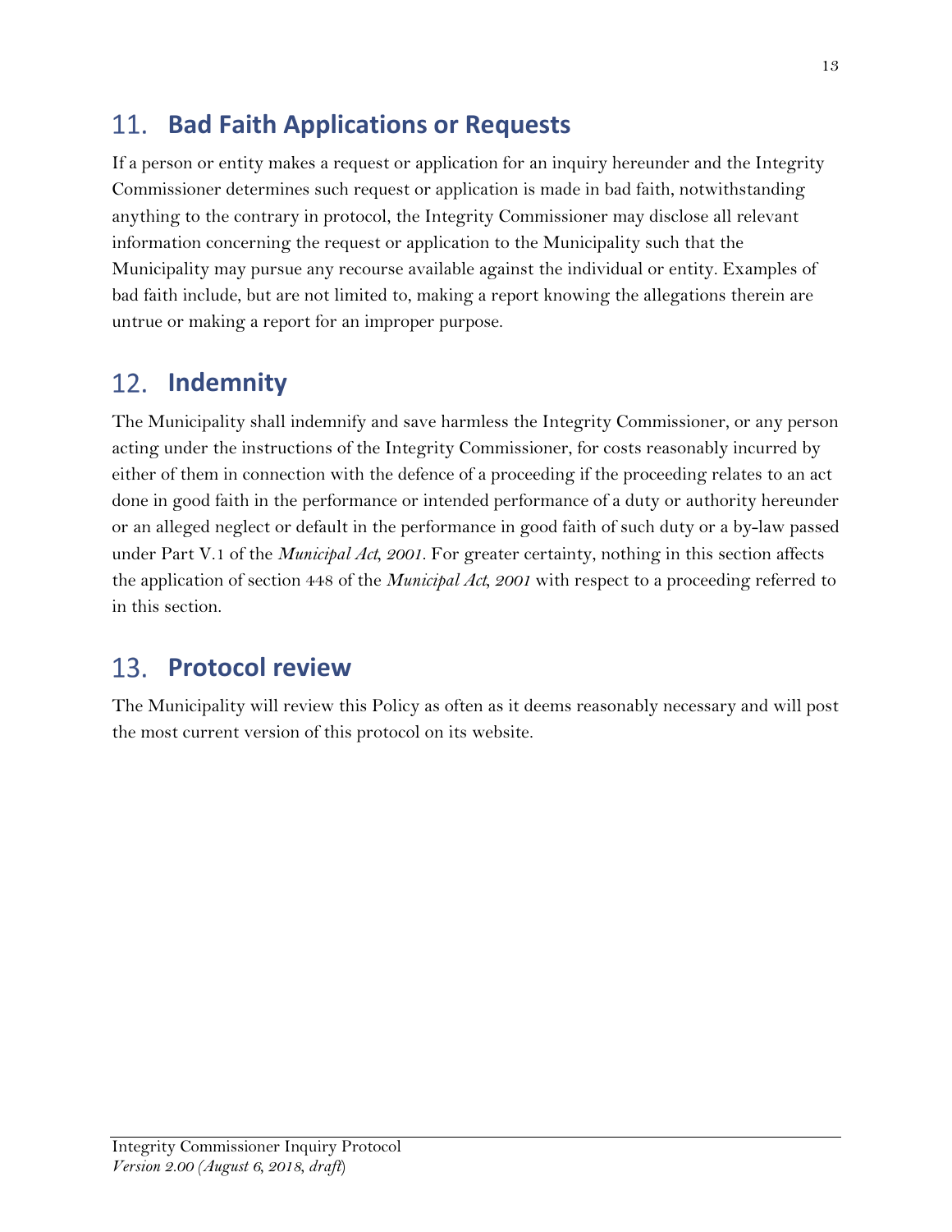## 11. Bad Faith Applications or Requests

If a person or entity makes a request or application for an inquiry hereunder and the Integrity Commissioner determines such request or application is made in bad faith, notwithstanding anything to the contrary in protocol, the Integrity Commissioner may disclose all relevant information concerning the request or application to the Municipality such that the Municipality may pursue any recourse available against the individual or entity. Examples of bad faith include, but are not limited to, making a report knowing the allegations therein are untrue or making a report for an improper purpose.

## 12. Indemnity

The Municipality shall indemnify and save harmless the Integrity Commissioner, or any person acting under the instructions of the Integrity Commissioner, for costs reasonably incurred by either of them in connection with the defence of a proceeding if the proceeding relates to an act done in good faith in the performance or intended performance of a duty or authority hereunder or an alleged neglect or default in the performance in good faith of such duty or a by-law passed under Part V.1 of the *Municipal Act, 2001*. For greater certainty, nothing in this section affects the application of section 448 of the *Municipal Act, 2001* with respect to a proceeding referred to in this section.

## 13. Protocol review

The Municipality will review this Policy as often as it deems reasonably necessary and will post the most current version of this protocol on its website.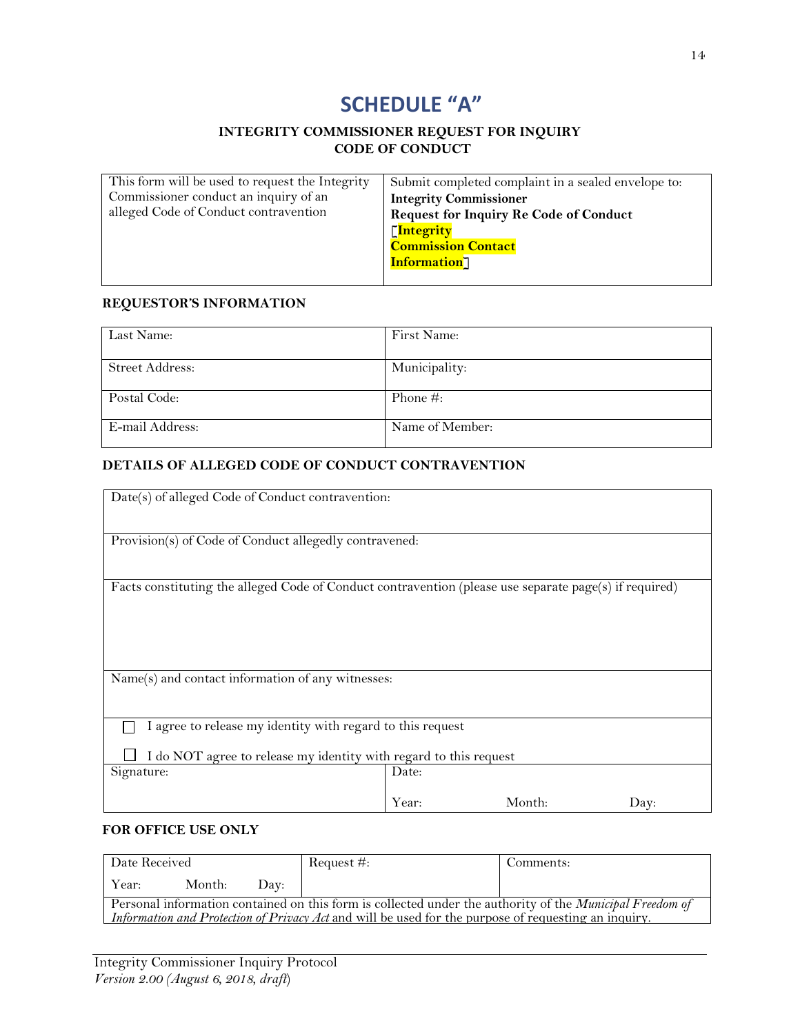# SCHEDULE "A"

### INTEGRITY COMMISSIONER REQUEST FOR INQUIRY CODE OF CONDUCT

| This form will be used to request the Integrity Commissioner conduct an inquiry of an alleged Code of Conduct contravention | Submit completed complaint in a sealed envelope to: **Integrity Commissioner** **Request for Inquiry Re Code of Conduct** **[Integrity Commission Contact Information]** |
|---|---|

**REQUESTOR'S INFORMATION**

| Last Name: | First Name: |
|---|---|
| Street Address: | Municipality: |
| Postal Code: | Phone #: |
| E-mail Address: | Name of Member: |

**DETAILS OF ALLEGED CODE OF CONDUCT CONTRAVENTION**

| Date(s) of alleged Code of Conduct contravention: | |
|---|---|
| Provision(s) of Code of Conduct allegedly contravened: | |
| Facts constituting the alleged Code of Conduct contravention (please use separate page(s) if required) | |
| Name(s) and contact information of any witnesses: | |
| ☐ I agree to release my identity with regard to this request<br>☐ I do NOT agree to release my identity with regard to this request | |
| Signature: | Date:<br>Year: Month: Day: |

**FOR OFFICE USE ONLY**

| Date Received<br>Year: Month: Day: | Request #: | Comments: |
|---|---|---|
| Personal information contained on this form is collected under the authority of the *Municipal Freedom of Information and Protection of Privacy Act* and will be used for the purpose of requesting an inquiry. | | |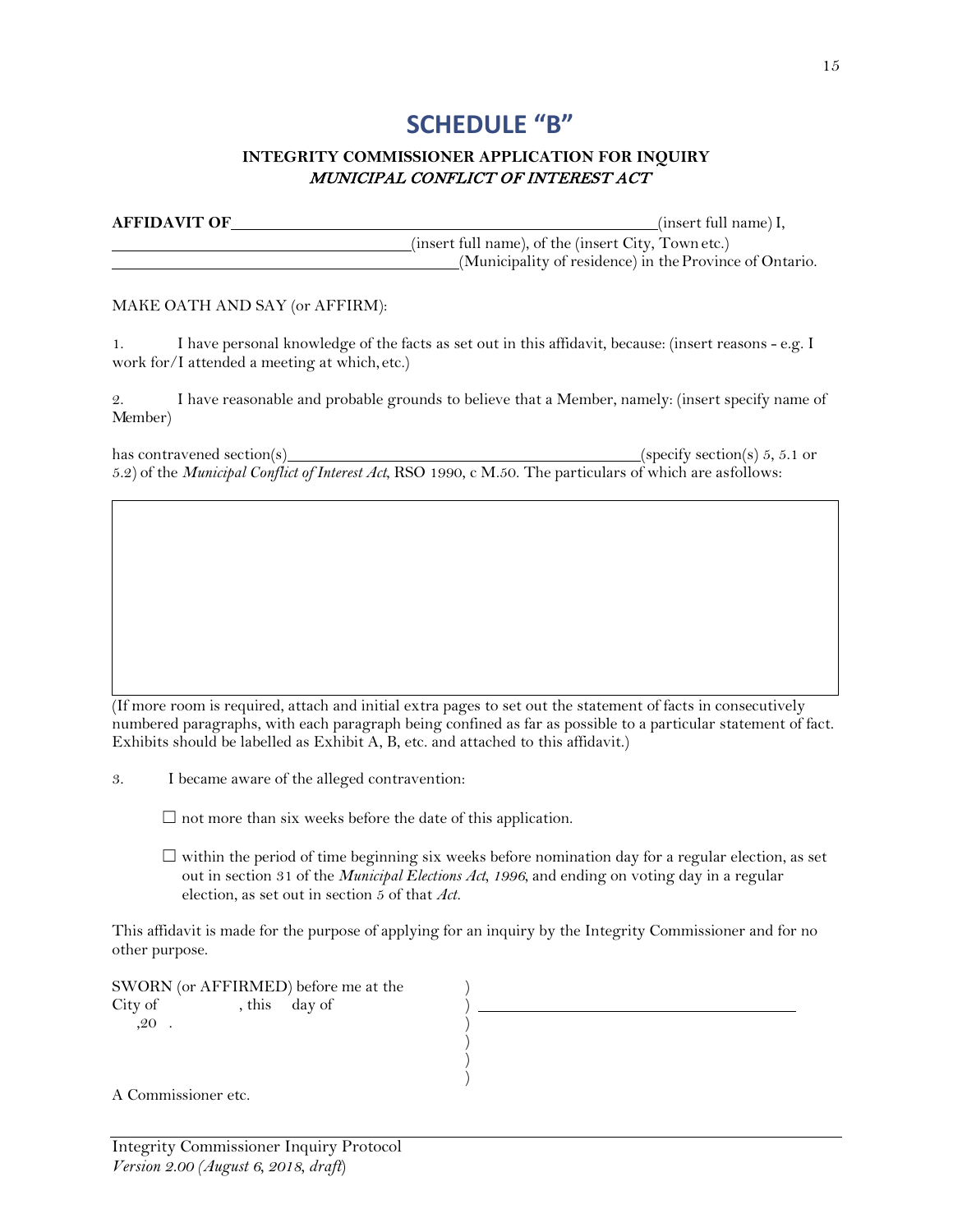# SCHEDULE "B"

**INTEGRITY COMMISSIONER APPLICATION FOR INQUIRY**
***MUNICIPAL CONFLICT OF INTEREST ACT***

**AFFIDAVIT OF** \_\_\_\_\_\_\_\_\_\_\_\_\_\_\_\_\_\_\_\_\_\_\_\_\_\_\_\_\_\_\_\_\_\_\_\_\_\_\_\_(insert full name) I,
\_\_\_\_\_\_\_\_\_\_\_\_\_\_\_\_\_\_\_\_\_\_\_\_\_\_\_\_\_\_(insert full name), of the (insert City, Town etc.)
\_\_\_\_\_\_\_\_\_\_\_\_\_\_\_\_\_\_\_\_\_\_\_\_\_\_\_\_\_\_\_\_\_\_(Municipality of residence) in the Province of Ontario.

MAKE OATH AND SAY (or AFFIRM):

1. I have personal knowledge of the facts as set out in this affidavit, because: (insert reasons - e.g. I work for/I attended a meeting at which, etc.)

2. I have reasonable and probable grounds to believe that a Member, namely: (insert specify name of Member)

has contravened section(s)\_\_\_\_\_\_\_\_\_\_\_\_\_\_\_\_\_\_\_\_\_\_\_\_\_\_\_\_\_\_\_\_\_\_(specify section(s) 5, 5.1 or 5.2) of the *Municipal Conflict of Interest Act*, RSO 1990, c M.50. The particulars of which are asfollows:

| |
|---|
| |

(If more room is required, attach and initial extra pages to set out the statement of facts in consecutively numbered paragraphs, with each paragraph being confined as far as possible to a particular statement of fact. Exhibits should be labelled as Exhibit A, B, etc. and attached to this affidavit.)

3. I became aware of the alleged contravention:

☐ not more than six weeks before the date of this application.

☐ within the period of time beginning six weeks before nomination day for a regular election, as set out in section 31 of the *Municipal Elections Act, 1996*, and ending on voting day in a regular election, as set out in section 5 of that *Act*.

This affidavit is made for the purpose of applying for an inquiry by the Integrity Commissioner and for no other purpose.

SWORN (or AFFIRMED) before me at the )
City of , this day of ) \_\_\_\_\_\_\_\_\_\_\_\_\_\_\_\_\_\_\_\_\_\_\_\_\_\_\_\_\_\_
,20 . )
)
)
)

A Commissioner etc.